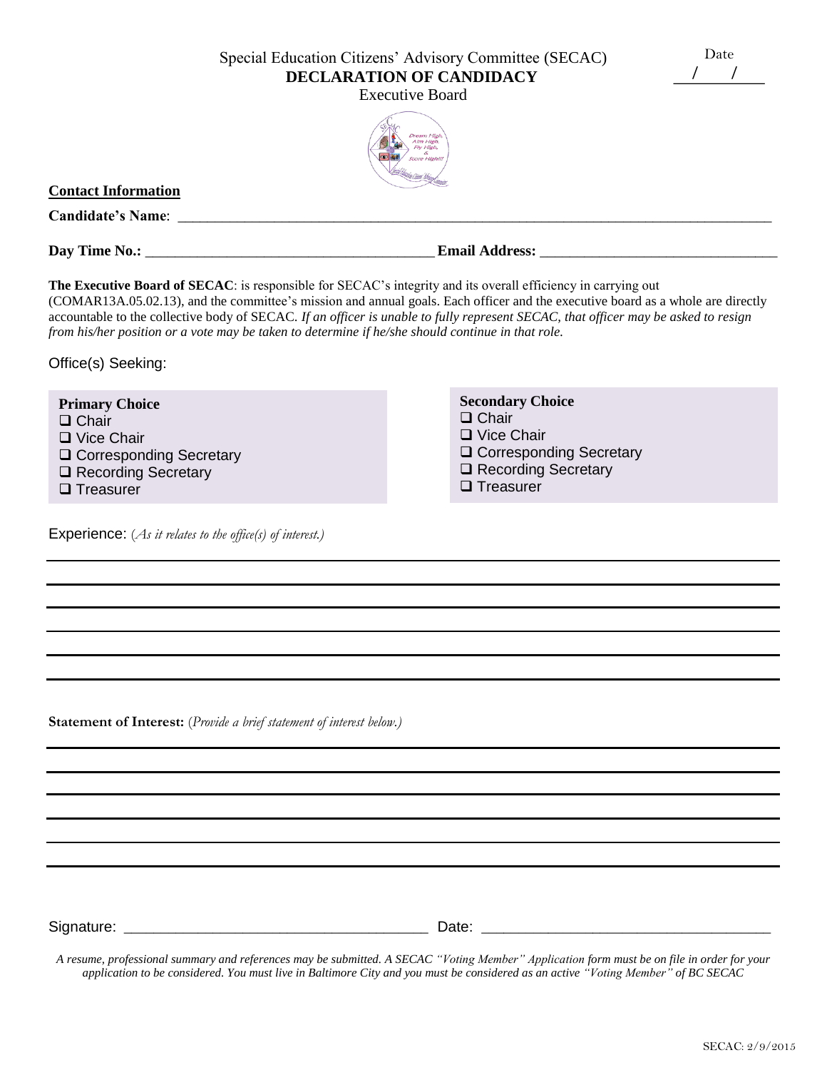Special Education Citizens' Advisory Committee (SECAC)

# DECLARATION OF CANDIDACY

Executive Board

Date
___/___/___

**Contact Information**

**Candidate's Name**: ______________________________________________________________________________

**Day Time No.:** ______________________________________ **Email Address:** ________________________________

**The Executive Board of SECAC**: is responsible for SECAC's integrity and its overall efficiency in carrying out (COMAR13A.05.02.13), and the committee's mission and annual goals. Each officer and the executive board as a whole are directly accountable to the collective body of SECAC. *If an officer is unable to fully represent SECAC, that officer may be asked to resign from his/her position or a vote may be taken to determine if he/she should continue in that role.*

Office(s) Seeking:

**Primary Choice**
- ❑ Chair
- ❑ Vice Chair
- ❑ Corresponding Secretary
- ❑ Recording Secretary
- ❑ Treasurer

**Secondary Choice**
- ❑ Chair
- ❑ Vice Chair
- ❑ Corresponding Secretary
- ❑ Recording Secretary
- ❑ Treasurer

Experience: *(As it relates to the office(s) of interest.)*

______________________________________________________________________________

______________________________________________________________________________

______________________________________________________________________________

______________________________________________________________________________

______________________________________________________________________________

______________________________________________________________________________

**Statement of Interest:** *(Provide a brief statement of interest below.)*

______________________________________________________________________________

______________________________________________________________________________

______________________________________________________________________________

______________________________________________________________________________

______________________________________________________________________________

______________________________________________________________________________

Signature: ______________________________________ Date: ____________________________________

*A resume, professional summary and references may be submitted. A SECAC "Voting Member" Application form must be on file in order for your application to be considered. You must live in Baltimore City and you must be considered as an active "Voting Member" of BC SECAC*

SECAC: 2/9/2015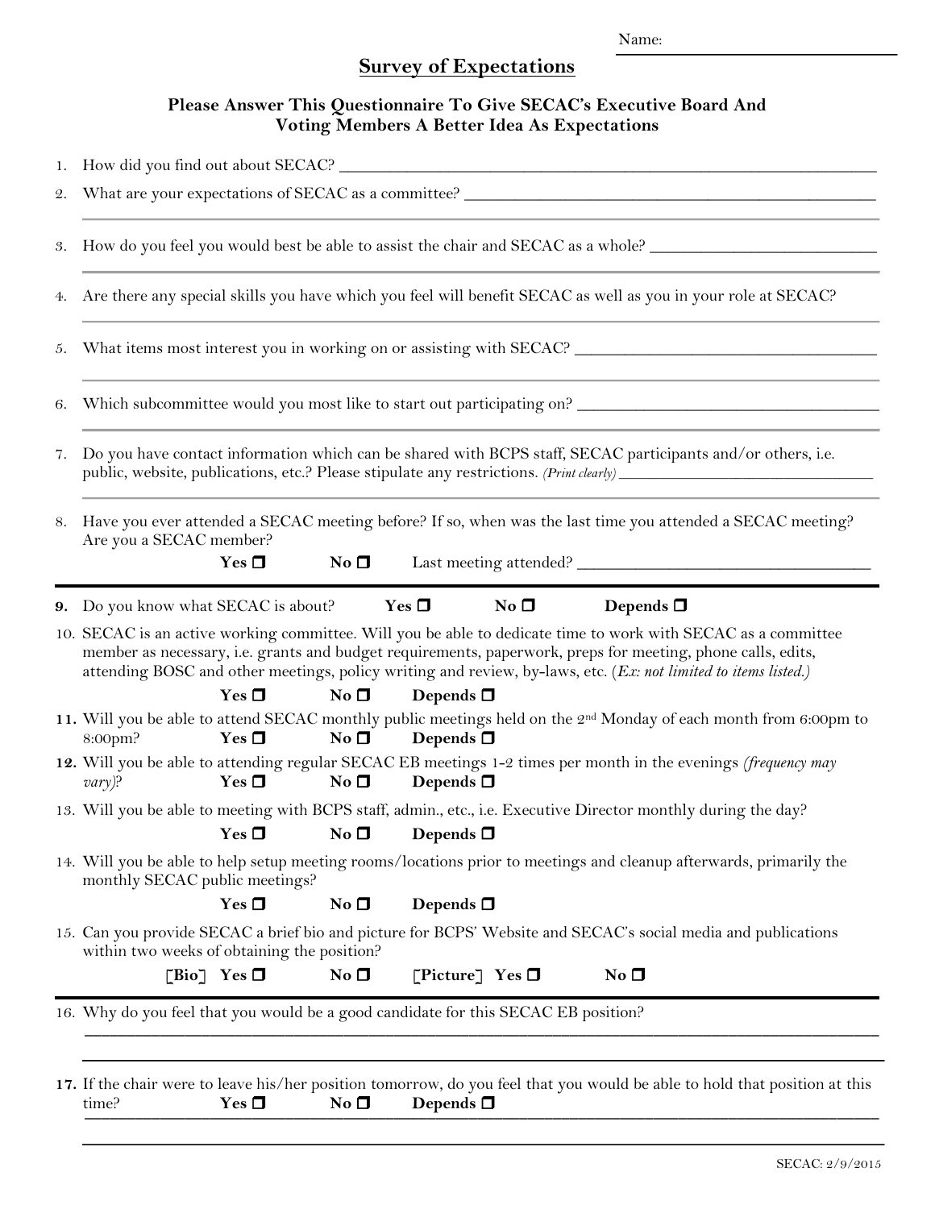Name: ______________________

# Survey of Expectations

### Please Answer This Questionnaire To Give SECAC's Executive Board And Voting Members A Better Idea As Expectations

1. How did you find out about SECAC? ______________________________
2. What are your expectations of SECAC as a committee? ______________________________
3. How do you feel you would best be able to assist the chair and SECAC as a whole? ______________________________
4. Are there any special skills you have which you feel will benefit SECAC as well as you in your role at SECAC? ______________________________
5. What items most interest you in working on or assisting with SECAC? ______________________________
6. Which subcommittee would you most like to start out participating on? ______________________________
7. Do you have contact information which can be shared with BCPS staff, SECAC participants and/or others, i.e. public, website, publications, etc.? Please stipulate any restrictions. *(Print clearly)* ______________________________
8. Have you ever attended a SECAC meeting before? If so, when was the last time you attended a SECAC meeting? Are you a SECAC member?

   **Yes** ☐ **No** ☐ Last meeting attended? ______________________________

---

9. Do you know what SECAC is about? **Yes** ☐ **No** ☐ **Depends** ☐
10. SECAC is an active working committee. Will you be able to dedicate time to work with SECAC as a committee member as necessary, i.e. grants and budget requirements, paperwork, preps for meeting, phone calls, edits, attending BOSC and other meetings, policy writing and review, by-laws, etc. (*Ex: not limited to items listed.)*

    **Yes** ☐ **No** ☐ **Depends** ☐
11. Will you be able to attend SECAC monthly public meetings held on the 2nd Monday of each month from 6:00pm to 8:00pm? **Yes** ☐ **No** ☐ **Depends** ☐
12. Will you be able to attending regular SECAC EB meetings 1-2 times per month in the evenings *(frequency may vary)*? **Yes** ☐ **No** ☐ **Depends** ☐
13. Will you be able to meeting with BCPS staff, admin., etc., i.e. Executive Director monthly during the day?

    **Yes** ☐ **No** ☐ **Depends** ☐
14. Will you be able to help setup meeting rooms/locations prior to meetings and cleanup afterwards, primarily the monthly SECAC public meetings?

    **Yes** ☐ **No** ☐ **Depends** ☐
15. Can you provide SECAC a brief bio and picture for BCPS' Website and SECAC's social media and publications within two weeks of obtaining the position?

    **[Bio] Yes** ☐ **No** ☐ **[Picture] Yes** ☐ **No** ☐

---

16. Why do you feel that you would be a good candidate for this SECAC EB position?

    ______________________________
17. If the chair were to leave his/her position tomorrow, do you feel that you would be able to hold that position at this time? **Yes** ☐ **No** ☐ **Depends** ☐

    ______________________________

SECAC: 2/9/2015